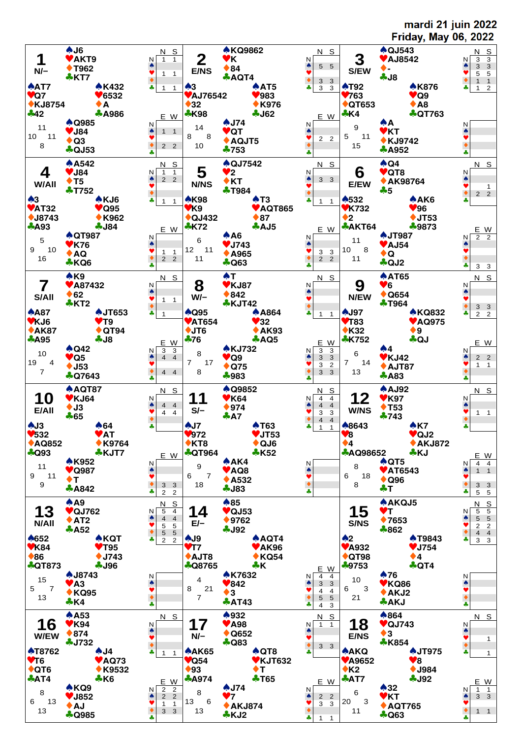mardi 21 juin 2022
Friday, May 06, 2022

## Board 1 — N/–

| | Hand |
|---|---|
| North | ♠J6 ♥AKT9 ♦T962 ♣KT7 |
| West | ♠AT7 ♥Q7 ♦KJ8754 ♣42 |
| East | ♠K432 ♥6532 ♦A ♣A986 |
| South | ♠Q985 ♥J84 ♦Q3 ♣QJ53 |

HCP: N 11, W 10, E 11, S 8

| | N | S | E | W |
|---|---|---|---|---|
| NT | 1 | 1 | | |
| ♠ | | | 1 | 1 |
| ♥ | 1 | 1 | | |
| ♦ | | | 2 | 2 |
| ♣ | 1 | 1 | | |

## Board 2 — E/NS

| | Hand |
|---|---|
| North | ♠KQ9862 ♥K ♦84 ♣AQT4 |
| West | ♠3 ♥AJ76542 ♦32 ♣K98 |
| East | ♠AT5 ♥983 ♦K976 ♣J62 |
| South | ♠J74 ♥QT ♦AQJT5 ♣753 |

HCP: N 14, W 8, E 8, S 10

| | N | S | E | W |
|---|---|---|---|---|
| NT | | | | |
| ♠ | 5 | 5 | | |
| ♥ | | | 2 | 2 |
| ♦ | 3 | 3 | | |
| ♣ | 3 | 3 | | |

## Board 3 — S/EW

| | Hand |
|---|---|
| North | ♠QJ543 ♥AJ8542 ♦- ♣J8 |
| West | ♠T92 ♥763 ♦QT653 ♣K4 |
| East | ♠K876 ♥Q9 ♦A8 ♣QT763 |
| South | ♠A ♥KT ♦KJ9742 ♣A952 |

HCP: N 9, W 5, E 11, S 15

| | N | S | E | W |
|---|---|---|---|---|
| NT | 3 | 3 | | |
| ♠ | 3 | 3 | | |
| ♥ | 5 | 5 | | |
| ♦ | 1 | 1 | | |
| ♣ | 1 | 2 | | |

## Board 4 — W/All

| | Hand |
|---|---|
| North | ♠A542 ♥J84 ♦T5 ♣T752 |
| West | ♠3 ♥AT32 ♦J8743 ♣A93 |
| East | ♠KJ6 ♥Q95 ♦K962 ♣J84 |
| South | ♠QT987 ♥K76 ♦AQ ♣KQ6 |

HCP: N 5, W 9, E 10, S 16

| | N | S | E | W |
|---|---|---|---|---|
| NT | 1 | 1 | | |
| ♠ | 2 | 2 | | |
| ♥ | | | 1 | 1 |
| ♦ | | | 2 | 2 |
| ♣ | 1 | 1 | | |

## Board 5 — N/NS

| | Hand |
|---|---|
| North | ♠QJ7542 ♥2 ♦KT ♣T984 |
| West | ♠K98 ♥K9 ♦QJ432 ♣K72 |
| East | ♠T3 ♥AQT865 ♦87 ♣AJ5 |
| South | ♠A6 ♥J743 ♦A965 ♣Q63 |

HCP: N 6, W 12, E 11, S 11

| | N | S | E | W |
|---|---|---|---|---|
| NT | | | | |
| ♠ | 3 | 3 | | |
| ♥ | | | 3 | 3 |
| ♦ | | | 2 | 2 |
| ♣ | 1 | 1 | | |

## Board 6 — E/EW

| | Hand |
|---|---|
| North | ♠Q4 ♥QT8 ♦AK98764 ♣5 |
| West | ♠532 ♥K732 ♦2 ♣AKT64 |
| East | ♠AK6 ♥96 ♦JT53 ♣9873 |
| South | ♠JT987 ♥AJ54 ♦Q ♣QJ2 |

HCP: N 11, W 10, E 8, S 11

| | N | S | E | W |
|---|---|---|---|---|
| NT | | | 2 | 2 |
| ♠ | | | | |
| ♥ | | 1 | | |
| ♦ | 2 | 2 | | |
| ♣ | | | 3 | 3 |

## Board 7 — S/All

| | Hand |
|---|---|
| North | ♠K9 ♥A87432 ♦62 ♣KT2 |
| West | ♠A87 ♥KJ6 ♦AK87 ♣A95 |
| East | ♠JT653 ♥T9 ♦QT94 ♣J8 |
| South | ♠Q42 ♥Q5 ♦J53 ♣Q7643 |

HCP: N 10, W 19, E 4, S 7

| | N | S | E | W |
|---|---|---|---|---|
| NT | | | 3 | 3 |
| ♠ | | | 4 | 4 |
| ♥ | 1 | 1 | | |
| ♦ | | | 4 | 4 |
| ♣ | 1 | | | |

## Board 8 — W/–

| | Hand |
|---|---|
| North | ♠T ♥KJ87 ♦842 ♣KJT42 |
| West | ♠Q95 ♥AT654 ♦JT6 ♣76 |
| East | ♠A864 ♥32 ♦AK93 ♣AQ5 |
| South | ♠KJ732 ♥Q9 ♦Q75 ♣983 |

HCP: N 8, W 7, E 17, S 8

| | N | S | E | W |
|---|---|---|---|---|
| NT | | | 3 | 3 |
| ♠ | | | 3 | 3 |
| ♥ | | | 3 | 2 |
| ♦ | | | 3 | 3 |
| ♣ | 1 | 1 | | |

## Board 9 — N/EW

| | Hand |
|---|---|
| North | ♠AT65 ♥6 ♦Q654 ♣T964 |
| West | ♠J97 ♥T83 ♦K32 ♣K752 |
| East | ♠KQ832 ♥AQ975 ♦9 ♣QJ |
| South | ♠4 ♥KJ42 ♦AJT87 ♣A83 |

HCP: N 6, W 7, E 14, S 13

| | N | S | E | W |
|---|---|---|---|---|
| NT | | | | |
| ♠ | | | 2 | 2 |
| ♥ | | | 1 | 1 |
| ♦ | 3 | 3 | | |
| ♣ | 2 | 2 | | |

## Board 10 — E/All

| | Hand |
|---|---|
| North | ♠AQT87 ♥KJ64 ♦J3 ♣65 |
| West | ♠J3 ♥532 ♦AQ852 ♣Q93 |
| East | ♠64 ♥AT ♦K9764 ♣KJT7 |
| South | ♠K952 ♥Q987 ♦T ♣A842 |

HCP: N 11, W 9, E 11, S 9

| | N | S | E | W |
|---|---|---|---|---|
| NT | | | | |
| ♠ | 4 | 4 | | |
| ♥ | 4 | 4 | | |
| ♦ | | | 3 | 3 |
| ♣ | | | 2 | 2 |

## Board 11 — S/–

| | Hand |
|---|---|
| North | ♠Q9852 ♥K64 ♦974 ♣A7 |
| West | ♠J7 ♥972 ♦KT8 ♣QT964 |
| East | ♠T63 ♥JT53 ♦QJ6 ♣K52 |
| South | ♠AK4 ♥AQ8 ♦A532 ♣J83 |

HCP: N 9, W 6, E 7, S 18

| | N | S | E | W |
|---|---|---|---|---|
| NT | 4 | 4 | | |
| ♠ | 4 | 4 | | |
| ♥ | 3 | 3 | | |
| ♦ | 4 | 4 | | |
| ♣ | 1 | 1 | | |

## Board 12 — W/NS

| | Hand |
|---|---|
| North | ♠AJ92 ♥K97 ♦T53 ♣743 |
| West | ♠8643 ♥8 ♦4 ♣AQ98652 |
| East | ♠K7 ♥QJ2 ♦AKJ872 ♣KJ |
| South | ♠QT5 ♥AT6543 ♦Q96 ♣T |

HCP: N 8, W 6, E 18, S 8

| | N | S | E | W |
|---|---|---|---|---|
| NT | | | 4 | 4 |
| ♠ | | | 1 | 1 |
| ♥ | 1 | 1 | | |
| ♦ | | | 3 | 3 |
| ♣ | | | 5 | 5 |

## Board 13 — N/All

| | Hand |
|---|---|
| North | ♠A9 ♥QJ762 ♦AT2 ♣A52 |
| West | ♠652 ♥K84 ♦86 ♣QT873 |
| East | ♠KQT ♥T95 ♦J743 ♣J96 |
| South | ♠J8743 ♥A3 ♦KQ95 ♣K4 |

HCP: N 15, W 5, E 7, S 13

| | N | S | E | W |
|---|---|---|---|---|
| NT | 5 | 4 | | |
| ♠ | 4 | 4 | | |
| ♥ | 5 | 5 | | |
| ♦ | 5 | 5 | | |
| ♣ | 2 | 2 | | |

## Board 14 — E/–

| | Hand |
|---|---|
| North | ♠85 ♥QJ53 ♦9762 ♣J92 |
| West | ♠J9 ♥T7 ♦AJT8 ♣Q8765 |
| East | ♠AQT4 ♥AK96 ♦KQ54 ♣K |
| South | ♠K7632 ♥842 ♦3 ♣AT43 |

HCP: N 4, W 8, E 21, S 7

| | N | S | E | W |
|---|---|---|---|---|
| NT | | | 4 | 4 |
| ♠ | | | 3 | 3 |
| ♥ | | | 4 | 4 |
| ♦ | | | 5 | 5 |
| ♣ | | | 4 | 3 |

## Board 15 — S/NS

| | Hand |
|---|---|
| North | ♠AKQJ5 ♥T ♦7653 ♣862 |
| West | ♠2 ♥A932 ♦QT98 ♣9753 |
| East | ♠T9843 ♥J754 ♦4 ♣QT4 |
| South | ♠76 ♥KQ86 ♦AKJ2 ♣AKJ |

HCP: N 10, W 6, E 3, S 21

| | N | S | E | W |
|---|---|---|---|---|
| NT | 5 | 5 | | |
| ♠ | 5 | 5 | | |
| ♥ | 2 | 2 | | |
| ♦ | 4 | 4 | | |
| ♣ | 3 | 3 | | |

## Board 16 — W/EW

| | Hand |
|---|---|
| North | ♠A53 ♥K94 ♦874 ♣J732 |
| West | ♠T8762 ♥T6 ♦QT6 ♣AT4 |
| East | ♠J4 ♥AQ73 ♦K9532 ♣K6 |
| South | ♠KQ9 ♥J852 ♦AJ ♣Q985 |

HCP: N 8, W 6, E 13, S 13

| | N | S | E | W |
|---|---|---|---|---|
| NT | | | 2 | 2 |
| ♠ | | | 2 | 2 |
| ♥ | | | 1 | 1 |
| ♦ | | | 3 | 3 |
| ♣ | 1 | 1 | | |

## Board 17 — N/–

| | Hand |
|---|---|
| North | ♠932 ♥A98 ♦Q652 ♣Q83 |
| West | ♠AK65 ♥Q54 ♦93 ♣A974 |
| East | ♠QT8 ♥KJT632 ♦T ♣T65 |
| South | ♠J74 ♥7 ♦AKJ874 ♣KJ2 |

HCP: N 8, W 13, E 6, S 13

| | N | S | E | W |
|---|---|---|---|---|
| NT | 1 | 1 | | |
| ♠ | | | 2 | 2 |
| ♥ | | | 3 | 3 |
| ♦ | 3 | 3 | | |
| ♣ | | | 1 | 1 |

## Board 18 — E/NS

| | Hand |
|---|---|
| North | ♠864 ♥QJ743 ♦3 ♣K854 |
| West | ♠AKQ ♥A9652 ♦K2 ♣AT7 |
| East | ♠JT975 ♥8 ♦J984 ♣J92 |
| South | ♠32 ♥KT ♦AQT765 ♣Q63 |

HCP: N 6, W 20, E 3, S 11

| | N | S | E | W |
|---|---|---|---|---|
| NT | | | 1 | 1 |
| ♠ | | | 3 | 3 |
| ♥ | | 1 | | |
| ♦ | | | 1 | 1 |
| ♣ | | 1 | | |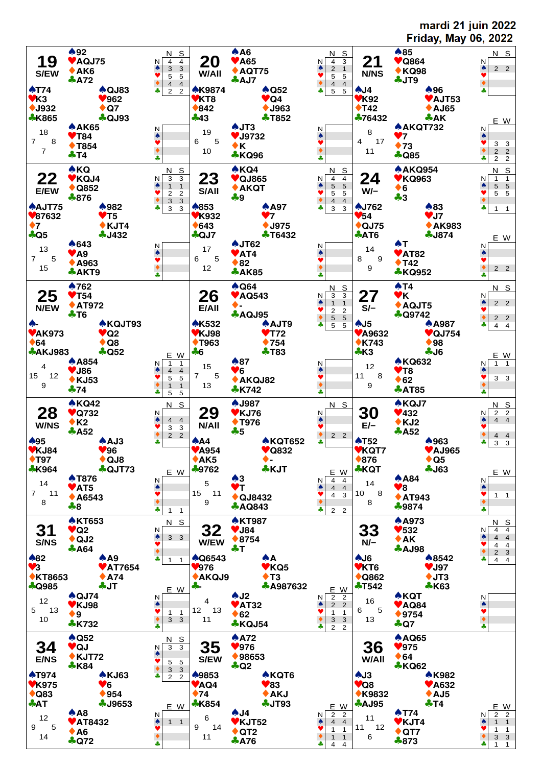mardi 21 juin 2022
Friday, May 06, 2022

## 19 — S/EW

| | |
|---|---|
| North | ♠92 ♥AQJ75 ♦AK6 ♣A72 |
| West | ♠T74 ♥K3 ♦J932 ♣K865 |
| East | ♠QJ83 ♥962 ♦Q7 ♣QJ93 |
| South | ♠AK65 ♥T84 ♦T854 ♣T4 |

HCP: N 18, W 7, E 8, S 7

| | N | S | E | W |
|---|---|---|---|---|
| NT | 4 | 4 | | |
| ♠ | 3 | 3 | | |
| ♥ | 5 | 5 | | |
| ♦ | 4 | 4 | | |
| ♣ | 2 | 2 | | |

## 20 — W/All

| | |
|---|---|
| North | ♠A6 ♥A65 ♦AQT75 ♣AJ7 |
| West | ♠K9874 ♥KT8 ♦842 ♣43 |
| East | ♠Q52 ♥Q4 ♦J963 ♣T852 |
| South | ♠JT3 ♥J9732 ♦K ♣KQ96 |

HCP: N 19, W 6, E 5, S 10

| | N | S | E | W |
|---|---|---|---|---|
| NT | 4 | 3 | | |
| ♠ | 2 | 1 | | |
| ♥ | 5 | 5 | | |
| ♦ | 4 | 4 | | |
| ♣ | 5 | 5 | | |

## 21 — N/NS

| | |
|---|---|
| North | ♠85 ♥Q864 ♦KQ98 ♣JT9 |
| West | ♠J4 ♥K92 ♦T42 ♣76432 |
| East | ♠96 ♥AJT53 ♦AJ65 ♣AK |
| South | ♠AKQT732 ♥7 ♦73 ♣Q85 |

HCP: N 8, W 4, E 17, S 11

| | N | S | E | W |
|---|---|---|---|---|
| NT | | | | |
| ♠ | 2 | 2 | | |
| ♥ | | | 3 | 3 |
| ♦ | | | 2 | 2 |
| ♣ | | | 2 | 2 |

## 22 — E/EW

| | |
|---|---|
| North | ♠KQ ♥KQJ4 ♦Q852 ♣876 |
| West | ♠AJT75 ♥87632 ♦7 ♣Q5 |
| East | ♠982 ♥T5 ♦KJT4 ♣J432 |
| South | ♠643 ♥A9 ♦A963 ♣AKT9 |

HCP: N 13, W 7, E 5, S 15

| | N | S | E | W |
|---|---|---|---|---|
| NT | 3 | 3 | | |
| ♠ | 1 | 1 | | |
| ♥ | 2 | 2 | | |
| ♦ | 3 | 3 | | |
| ♣ | 3 | 3 | | |

## 23 — S/All

| | |
|---|---|
| North | ♠KQ4 ♥QJ865 ♦AKQT ♣9 |
| West | ♠853 ♥K932 ♦643 ♣QJ7 |
| East | ♠A97 ♥7 ♦J975 ♣T6432 |
| South | ♠JT62 ♥AT4 ♦82 ♣AK85 |

HCP: N 17, W 6, E 5, S 12

| | N | S | E | W |
|---|---|---|---|---|
| NT | 4 | 4 | | |
| ♠ | 5 | 5 | | |
| ♥ | 5 | 5 | | |
| ♦ | 4 | 4 | | |
| ♣ | 3 | 3 | | |

## 24 — W/–

| | |
|---|---|
| North | ♠AKQ954 ♥KQ963 ♦6 ♣3 |
| West | ♠J762 ♥54 ♦QJ75 ♣AT6 |
| East | ♠83 ♥J7 ♦AK983 ♣J874 |
| South | ♠T ♥AT82 ♦T42 ♣KQ952 |

HCP: N 14, W 8, E 9, S 9

| | N | S | E | W |
|---|---|---|---|---|
| NT | 1 | 1 | | |
| ♠ | 5 | 5 | | |
| ♥ | 5 | 5 | | |
| ♦ | | | 2 | 2 |
| ♣ | 1 | 1 | | |

## 25 — N/EW

| | |
|---|---|
| North | ♠762 ♥T54 ♦AT972 ♣T6 |
| West | ♠- ♥AK973 ♦64 ♣AKJ983 |
| East | ♠KQJT93 ♥Q2 ♦Q8 ♣Q52 |
| South | ♠A854 ♥J86 ♦KJ53 ♣74 |

HCP: N 4, W 15, E 12, S 9

| | N | S | E | W |
|---|---|---|---|---|
| NT | | | 1 | 1 |
| ♠ | | | 4 | 4 |
| ♥ | | | 5 | 5 |
| ♦ | | | 1 | 1 |
| ♣ | | | 5 | 5 |

## 26 — E/All

| | |
|---|---|
| North | ♠Q64 ♥AQ543 ♦- ♣AQJ95 |
| West | ♠K532 ♥KJ98 ♦T963 ♣6 |
| East | ♠AJT9 ♥T72 ♦754 ♣T83 |
| South | ♠87 ♥6 ♦AKQJ82 ♣K742 |

HCP: N 15, W 7, E 5, S 13

| | N | S | E | W |
|---|---|---|---|---|
| NT | 3 | 3 | | |
| ♠ | 1 | 1 | | |
| ♥ | 2 | 2 | | |
| ♦ | 5 | 5 | | |
| ♣ | 5 | 5 | | |

## 27 — S/–

| | |
|---|---|
| North | ♠T4 ♥K ♦AQJT5 ♣Q9742 |
| West | ♠J5 ♥A9632 ♦K743 ♣K3 |
| East | ♠A987 ♥QJ754 ♦98 ♣J6 |
| South | ♠KQ632 ♥T8 ♦62 ♣AT85 |

HCP: N 12, W 11, E 8, S 9

| | N | S | E | W |
|---|---|---|---|---|
| NT | | | 1 | 1 |
| ♠ | 2 | 2 | | |
| ♥ | | | 3 | 3 |
| ♦ | 2 | 2 | | |
| ♣ | 4 | 4 | | |

## 28 — W/NS

| | |
|---|---|
| North | ♠KQ42 ♥Q732 ♦K2 ♣A52 |
| West | ♠95 ♥KJ84 ♦T97 ♣K964 |
| East | ♠AJ3 ♥96 ♦QJ8 ♣QJT73 |
| South | ♠T876 ♥AT5 ♦A6543 ♣8 |

HCP: N 14, W 7, E 11, S 8

| | N | S | E | W |
|---|---|---|---|---|
| NT | | | | |
| ♠ | 4 | 4 | | |
| ♥ | 3 | 3 | | |
| ♦ | 2 | 2 | | |
| ♣ | | | 1 | 1 |

## 29 — N/All

| | |
|---|---|
| North | ♠J987 ♥KJ76 ♦T976 ♣5 |
| West | ♠A4 ♥A954 ♦AK5 ♣9762 |
| East | ♠KQT652 ♥Q832 ♦- ♣KJT |
| South | ♠3 ♥T ♦QJ8432 ♣AQ843 |

HCP: N 5, W 15, E 11, S 9

| | N | S | E | W |
|---|---|---|---|---|
| NT | | | 4 | 4 |
| ♠ | | | 4 | 4 |
| ♥ | | | 4 | 3 |
| ♦ | 2 | 2 | | |
| ♣ | | | 2 | 2 |

## 30 — E/–

| | |
|---|---|
| North | ♠KQJ7 ♥432 ♦KJ2 ♣A52 |
| West | ♠T52 ♥KQT7 ♦876 ♣KQT |
| East | ♠963 ♥AJ965 ♦Q5 ♣J63 |
| South | ♠A84 ♥8 ♦AT943 ♣9874 |

HCP: N 14, W 10, E 8, S 8

| | N | S | E | W |
|---|---|---|---|---|
| NT | 2 | 2 | | |
| ♠ | 4 | 4 | | |
| ♥ | | | 1 | 1 |
| ♦ | 4 | 4 | | |
| ♣ | 3 | 3 | | |

## 31 — S/NS

| | |
|---|---|
| North | ♠KT653 ♥Q2 ♦QJ2 ♣A64 |
| West | ♠82 ♥3 ♦KT8653 ♣Q985 |
| East | ♠A9 ♥AT7654 ♦A74 ♣JT |
| South | ♠QJ74 ♥KJ98 ♦9 ♣K732 |

HCP: N 12, W 5, E 13, S 10

| | N | S | E | W |
|---|---|---|---|---|
| NT | | | | |
| ♠ | 3 | 3 | | |
| ♥ | | | 1 | 1 |
| ♦ | | | 3 | 3 |
| ♣ | 1 | 1 | | |

## 32 — W/EW

| | |
|---|---|
| North | ♠KT987 ♥J84 ♦8754 ♣T |
| West | ♠Q6543 ♥976 ♦AKQJ9 ♣- |
| East | ♠A ♥KQ5 ♦T3 ♣A987632 |
| South | ♠J2 ♥AT32 ♦62 ♣KQJ54 |

HCP: N 4, W 12, E 13, S 11

| | N | S | E | W |
|---|---|---|---|---|
| NT | | | 2 | 2 |
| ♠ | | | 2 | 2 |
| ♥ | | | 1 | 1 |
| ♦ | | | 3 | 3 |
| ♣ | | | 2 | 2 |

## 33 — N/–

| | |
|---|---|
| North | ♠A973 ♥532 ♦AK ♣AJ98 |
| West | ♠J6 ♥KT6 ♦Q862 ♣T542 |
| East | ♠8542 ♥J97 ♦JT3 ♣K63 |
| South | ♠KQT ♥AQ84 ♦9754 ♣Q7 |

HCP: N 16, W 6, E 5, S 13

| | N | S | E | W |
|---|---|---|---|---|
| NT | 4 | 4 | | |
| ♠ | 4 | 4 | | |
| ♥ | 4 | 4 | | |
| ♦ | 2 | 3 | | |
| ♣ | 4 | 4 | | |

## 34 — E/NS

| | |
|---|---|
| North | ♠Q52 ♥QJ ♦KJT72 ♣K84 |
| West | ♠T974 ♥K975 ♦Q83 ♣AT |
| East | ♠KJ63 ♥6 ♦954 ♣J9653 |
| South | ♠A8 ♥AT8432 ♦A6 ♣Q72 |

HCP: N 12, W 9, E 5, S 14

| | N | S | E | W |
|---|---|---|---|---|
| NT | 3 | 3 | | |
| ♠ | | | 1 | 1 |
| ♥ | 5 | 5 | | |
| ♦ | 3 | 3 | | |
| ♣ | 2 | 2 | | |

## 35 — S/EW

| | |
|---|---|
| North | ♠A72 ♥976 ♦98653 ♣Q2 |
| West | ♠9853 ♥AQ4 ♦74 ♣K854 |
| East | ♠KQT6 ♥83 ♦AKJ ♣JT93 |
| South | ♠J4 ♥KJT52 ♦QT2 ♣A76 |

HCP: N 6, W 9, E 14, S 11

| | N | S | E | W |
|---|---|---|---|---|
| NT | | | 2 | 2 |
| ♠ | | | 4 | 4 |
| ♥ | | | 1 | 1 |
| ♦ | | | 1 | 1 |
| ♣ | | | 4 | 4 |

## 36 — W/All

| | |
|---|---|
| North | ♠AQ65 ♥975 ♦64 ♣KQ62 |
| West | ♠J3 ♥Q8 ♦K9832 ♣AJ95 |
| East | ♠K982 ♥A632 ♦AJ5 ♣T4 |
| South | ♠T74 ♥KJT4 ♦QT7 ♣873 |

HCP: N 11, W 11, E 12, S 6

| | N | S | E | W |
|---|---|---|---|---|
| NT | | | 2 | 2 |
| ♠ | | | 1 | 1 |
| ♥ | | | 1 | 1 |
| ♦ | | | 3 | 3 |
| ♣ | | | 1 | 1 |